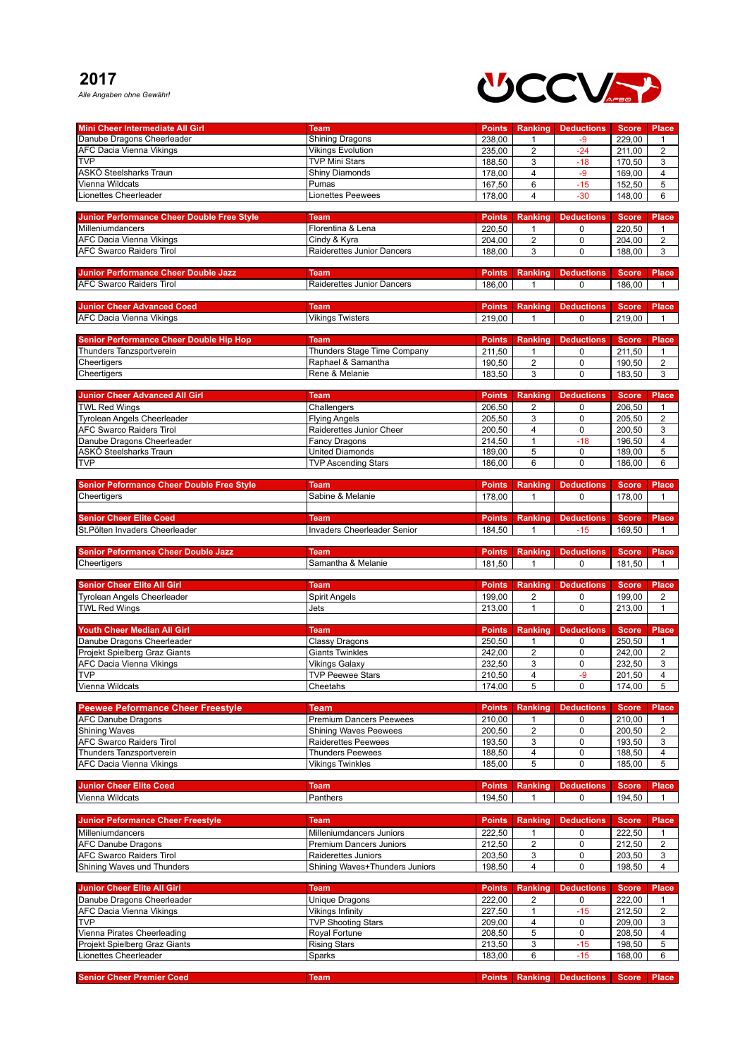# 2017

*Alle Angaben ohne Gewähr!*

| Mini Cheer Intermediate All Girl | Team | Points | Ranking | Deductions | Score | Place |
|---|---|---|---|---|---|---|
| Danube Dragons Cheerleader | Shining Dragons | 238,00 | 1 | -9 | 229,00 | 1 |
| AFC Dacia Vienna Vikings | Vikings Evolution | 235,00 | 2 | -24 | 211,00 | 2 |
| TVP | TVP Mini Stars | 188,50 | 3 | -18 | 170,50 | 3 |
| ASKÖ Steelsharks Traun | Shiny Diamonds | 178,00 | 4 | -9 | 169,00 | 4 |
| Vienna Wildcats | Pumas | 167,50 | 6 | -15 | 152,50 | 5 |
| Lionettes Cheerleader | Lionettes Peewees | 178,00 | 4 | -30 | 148,00 | 6 |

| Junior Performance Cheer Double Free Style | Team | Points | Ranking | Deductions | Score | Place |
|---|---|---|---|---|---|---|
| Milleniumdancers | Florentina & Lena | 220,50 | 1 | 0 | 220,50 | 1 |
| AFC Dacia Vienna Vikings | Cindy & Kyra | 204,00 | 2 | 0 | 204,00 | 2 |
| AFC Swarco Raiders Tirol | Raiderettes Junior Dancers | 188,00 | 3 | 0 | 188,00 | 3 |

| Junior Performance Cheer Double Jazz | Team | Points | Ranking | Deductions | Score | Place |
|---|---|---|---|---|---|---|
| AFC Swarco Raiders Tirol | Raiderettes Junior Dancers | 186,00 | 1 | 0 | 186,00 | 1 |

| Junior Cheer Advanced Coed | Team | Points | Ranking | Deductions | Score | Place |
|---|---|---|---|---|---|---|
| AFC Dacia Vienna Vikings | Vikings Twisters | 219,00 | 1 | 0 | 219,00 | 1 |

| Senior Performance Cheer Double Hip Hop | Team | Points | Ranking | Deductions | Score | Place |
|---|---|---|---|---|---|---|
| Thunders Tanzsportverein | Thunders Stage Time Company | 211,50 | 1 | 0 | 211,50 | 1 |
| Cheertigers | Raphael & Samantha | 190,50 | 2 | 0 | 190,50 | 2 |
| Cheertigers | Rene & Melanie | 183,50 | 3 | 0 | 183,50 | 3 |

| Junior Cheer Advanced All Girl | Team | Points | Ranking | Deductions | Score | Place |
|---|---|---|---|---|---|---|
| TWL Red Wings | Challengers | 206,50 | 2 | 0 | 206,50 | 1 |
| Tyrolean Angels Cheerleader | Flying Angels | 205,50 | 3 | 0 | 205,50 | 2 |
| AFC Swarco Raiders Tirol | Raiderettes Junior Cheer | 200,50 | 4 | 0 | 200,50 | 3 |
| Danube Dragons Cheerleader | Fancy Dragons | 214,50 | 1 | -18 | 196,50 | 4 |
| ASKÖ Steelsharks Traun | United Diamonds | 189,00 | 5 | 0 | 189,00 | 5 |
| TVP | TVP Ascending Stars | 186,00 | 6 | 0 | 186,00 | 6 |

| Senior Peformance Cheer Double Free Style | Team | Points | Ranking | Deductions | Score | Place |
|---|---|---|---|---|---|---|
| Cheertigers | Sabine & Melanie | 178,00 | 1 | 0 | 178,00 | 1 |

| Senior Cheer Elite Coed | Team | Points | Ranking | Deductions | Score | Place |
|---|---|---|---|---|---|---|
| St.Pölten Invaders Cheerleader | Invaders Cheerleader Senior | 184,50 | 1 | -15 | 169,50 | 1 |

| Senior Peformance Cheer Double Jazz | Team | Points | Ranking | Deductions | Score | Place |
|---|---|---|---|---|---|---|
| Cheertigers | Samantha & Melanie | 181,50 | 1 | 0 | 181,50 | 1 |

| Senior Cheer Elite All Girl | Team | Points | Ranking | Deductions | Score | Place |
|---|---|---|---|---|---|---|
| Tyrolean Angels Cheerleader | Spirit Angels | 199,00 | 2 | 0 | 199,00 | 2 |
| TWL Red Wings | Jets | 213,00 | 1 | 0 | 213,00 | 1 |

| Youth Cheer Median All Girl | Team | Points | Ranking | Deductions | Score | Place |
|---|---|---|---|---|---|---|
| Danube Dragons Cheerleader | Classy Dragons | 250,50 | 1 | 0 | 250,50 | 1 |
| Projekt Spielberg Graz Giants | Giants Twinkles | 242,00 | 2 | 0 | 242,00 | 2 |
| AFC Dacia Vienna Vikings | Vikings Galaxy | 232,50 | 3 | 0 | 232,50 | 3 |
| TVP | TVP Peewee Stars | 210,50 | 4 | -9 | 201,50 | 4 |
| Vienna Wildcats | Cheetahs | 174,00 | 5 | 0 | 174,00 | 5 |

| Peewee Peformance Cheer Freestyle | Team | Points | Ranking | Deductions | Score | Place |
|---|---|---|---|---|---|---|
| AFC Danube Dragons | Premium Dancers Peewees | 210,00 | 1 | 0 | 210,00 | 1 |
| Shining Waves | Shining Waves Peewees | 200,50 | 2 | 0 | 200,50 | 2 |
| AFC Swarco Raiders Tirol | Raiderettes Peewees | 193,50 | 3 | 0 | 193,50 | 3 |
| Thunders Tanzsportverein | Thunders Peewees | 188,50 | 4 | 0 | 188,50 | 4 |
| AFC Dacia Vienna Vikings | Vikings Twinkles | 185,00 | 5 | 0 | 185,00 | 5 |

| Junior Cheer Elite Coed | Team | Points | Ranking | Deductions | Score | Place |
|---|---|---|---|---|---|---|
| Vienna Wildcats | Panthers | 194,50 | 1 | 0 | 194,50 | 1 |

| Junior Peformance Cheer Freestyle | Team | Points | Ranking | Deductions | Score | Place |
|---|---|---|---|---|---|---|
| Milleniumdancers | Milleniumdancers Juniors | 222,50 | 1 | 0 | 222,50 | 1 |
| AFC Danube Dragons | Premium Dancers Juniors | 212,50 | 2 | 0 | 212,50 | 2 |
| AFC Swarco Raiders Tirol | Raiderettes Juniors | 203,50 | 3 | 0 | 203,50 | 3 |
| Shining Waves und Thunders | Shining Waves+Thunders Juniors | 198,50 | 4 | 0 | 198,50 | 4 |

| Junior Cheer Elite All Girl | Team | Points | Ranking | Deductions | Score | Place |
|---|---|---|---|---|---|---|
| Danube Dragons Cheerleader | Unique Dragons | 222,00 | 2 | 0 | 222,00 | 1 |
| AFC Dacia Vienna Vikings | Vikings Infinity | 227,50 | 1 | -15 | 212,50 | 2 |
| TVP | TVP Shooting Stars | 209,00 | 4 | 0 | 209,00 | 3 |
| Vienna Pirates Cheerleading | Royal Fortune | 208,50 | 5 | 0 | 208,50 | 4 |
| Projekt Spielberg Graz Giants | Rising Stars | 213,50 | 3 | -15 | 198,50 | 5 |
| Lionettes Cheerleader | Sparks | 183,00 | 6 | -15 | 168,00 | 6 |

| Senior Cheer Premier Coed | Team | Points | Ranking | Deductions | Score | Place |
|---|---|---|---|---|---|---|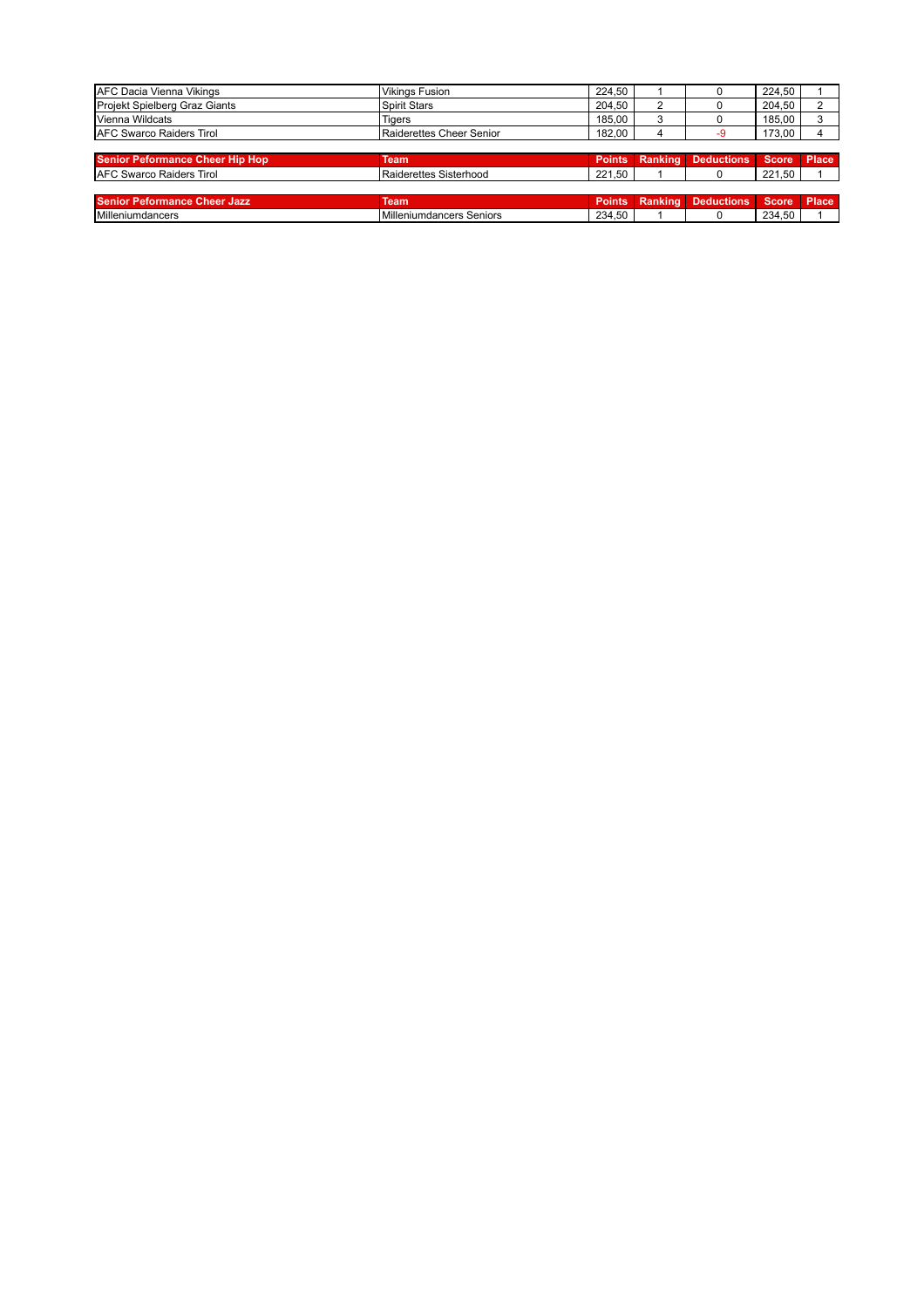| | | | | | | |
|---|---|---|---|---|---|---|
| AFC Dacia Vienna Vikings | Vikings Fusion | 224,50 | 1 | 0 | 224,50 | 1 |
| Projekt Spielberg Graz Giants | Spirit Stars | 204,50 | 2 | 0 | 204,50 | 2 |
| Vienna Wildcats | Tigers | 185,00 | 3 | 0 | 185,00 | 3 |
| AFC Swarco Raiders Tirol | Raiderettes Cheer Senior | 182,00 | 4 | -9 | 173,00 | 4 |

| Senior Peformance Cheer Hip Hop | Team | Points | Ranking | Deductions | Score | Place |
|---|---|---|---|---|---|---|
| AFC Swarco Raiders Tirol | Raiderettes Sisterhood | 221,50 | 1 | 0 | 221,50 | 1 |

| Senior Peformance Cheer Jazz | Team | Points | Ranking | Deductions | Score | Place |
|---|---|---|---|---|---|---|
| Milleniumdancers | Milleniumdancers Seniors | 234,50 | 1 | 0 | 234,50 | 1 |